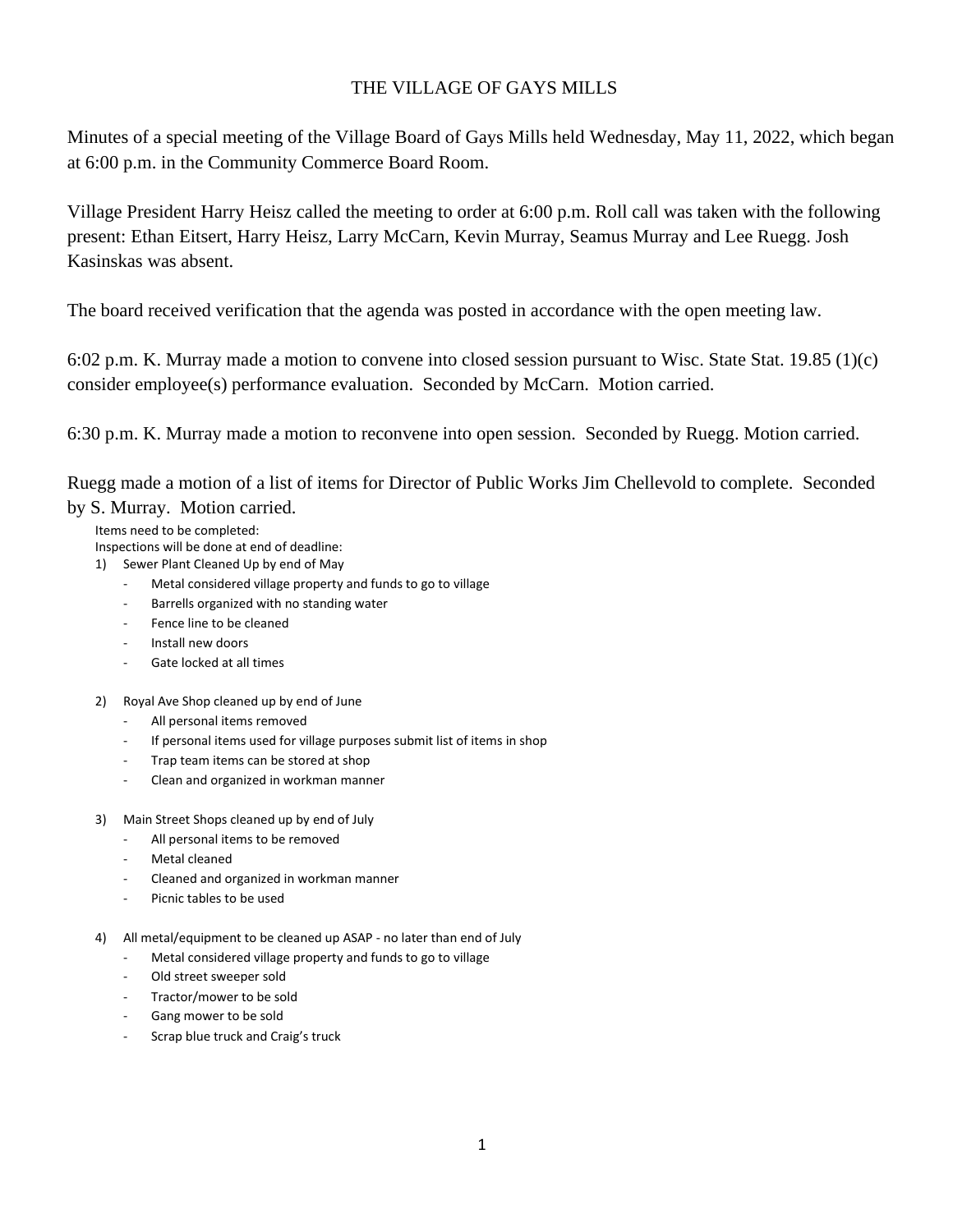THE VILLAGE OF GAYS MILLS

Minutes of a special meeting of the Village Board of Gays Mills held Wednesday, May 11, 2022, which began at 6:00 p.m. in the Community Commerce Board Room.

Village President Harry Heisz called the meeting to order at 6:00 p.m. Roll call was taken with the following present: Ethan Eitsert, Harry Heisz, Larry McCarn, Kevin Murray, Seamus Murray and Lee Ruegg. Josh Kasinskas was absent.

The board received verification that the agenda was posted in accordance with the open meeting law.

6:02 p.m. K. Murray made a motion to convene into closed session pursuant to Wisc. State Stat. 19.85 (1)(c) consider employee(s) performance evaluation. Seconded by McCarn. Motion carried.

6:30 p.m. K. Murray made a motion to reconvene into open session. Seconded by Ruegg. Motion carried.

Ruegg made a motion of a list of items for Director of Public Works Jim Chellevold to complete. Seconded by S. Murray. Motion carried.

Items need to be completed:
Inspections will be done at end of deadline:

1) Sewer Plant Cleaned Up by end of May
    - Metal considered village property and funds to go to village
    - Barrells organized with no standing water
    - Fence line to be cleaned
    - Install new doors
    - Gate locked at all times

2) Royal Ave Shop cleaned up by end of June
    - All personal items removed
    - If personal items used for village purposes submit list of items in shop
    - Trap team items can be stored at shop
    - Clean and organized in workman manner

3) Main Street Shops cleaned up by end of July
    - All personal items to be removed
    - Metal cleaned
    - Cleaned and organized in workman manner
    - Picnic tables to be used

4) All metal/equipment to be cleaned up ASAP - no later than end of July
    - Metal considered village property and funds to go to village
    - Old street sweeper sold
    - Tractor/mower to be sold
    - Gang mower to be sold
    - Scrap blue truck and Craig's truck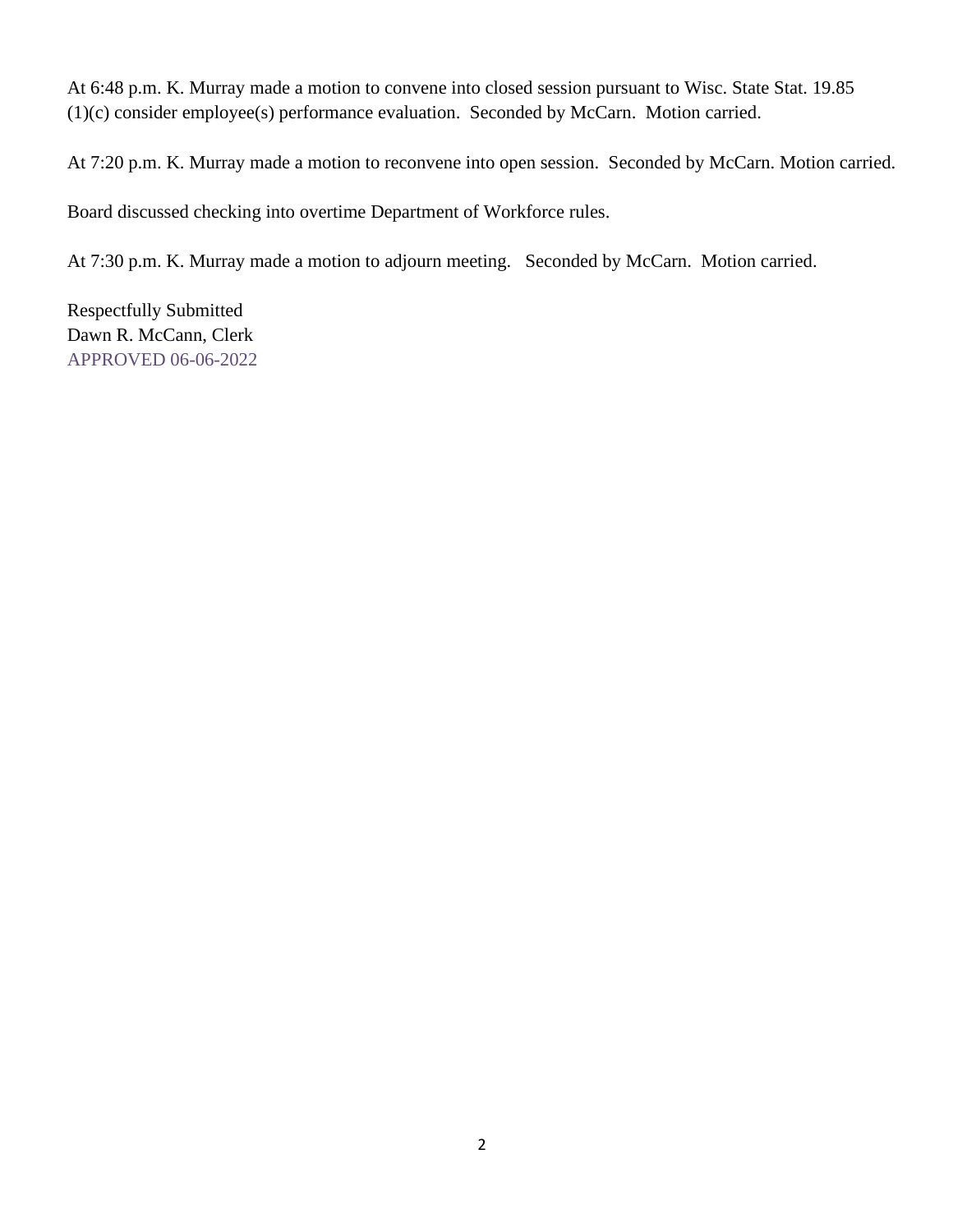At 6:48 p.m. K. Murray made a motion to convene into closed session pursuant to Wisc. State Stat. 19.85 (1)(c) consider employee(s) performance evaluation. Seconded by McCarn. Motion carried.

At 7:20 p.m. K. Murray made a motion to reconvene into open session. Seconded by McCarn. Motion carried.

Board discussed checking into overtime Department of Workforce rules.

At 7:30 p.m. K. Murray made a motion to adjourn meeting. Seconded by McCarn. Motion carried.

Respectfully Submitted
Dawn R. McCann, Clerk
APPROVED 06-06-2022